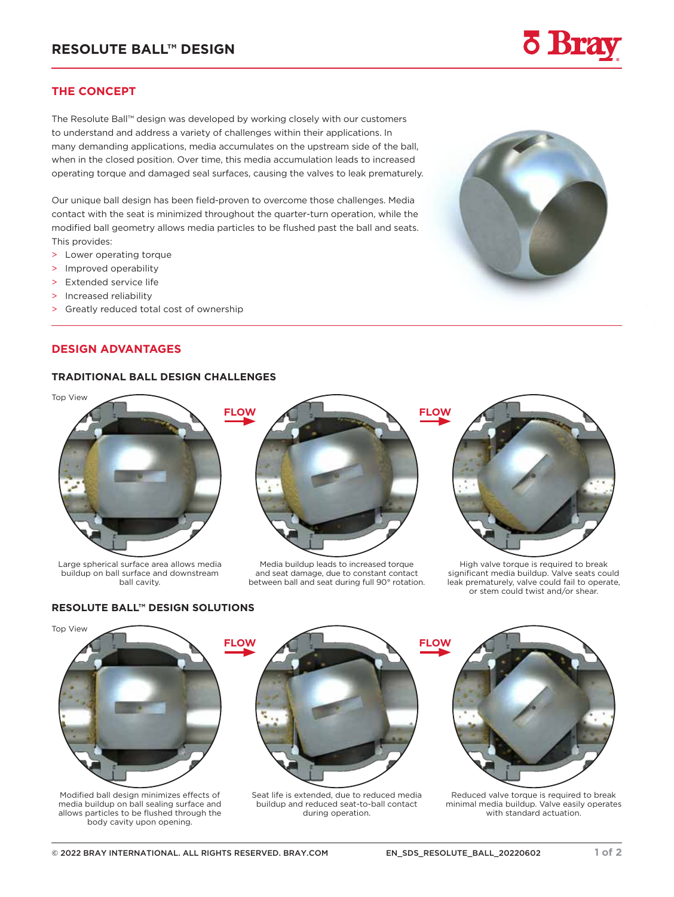# RESOLUTE BALL™ DESIGN

## THE CONCEPT

The Resolute Ball™ design was developed by working closely with our customers to understand and address a variety of challenges within their applications. In many demanding applications, media accumulates on the upstream side of the ball, when in the closed position. Over time, this media accumulation leads to increased operating torque and damaged seal surfaces, causing the valves to leak prematurely.

Our unique ball design has been field-proven to overcome those challenges. Media contact with the seat is minimized throughout the quarter-turn operation, while the modified ball geometry allows media particles to be flushed past the ball and seats. This provides:

- Lower operating torque
- Improved operability
- Extended service life
- Increased reliability
- Greatly reduced total cost of ownership

## DESIGN ADVANTAGES

### TRADITIONAL BALL DESIGN CHALLENGES

Top View

FLOW

Large spherical surface area allows media buildup on ball surface and downstream ball cavity.

Media buildup leads to increased torque and seat damage, due to constant contact between ball and seat during full 90° rotation.

High valve torque is required to break significant media buildup. Valve seats could leak prematurely, valve could fail to operate, or stem could twist and/or shear.

### RESOLUTE BALL™ DESIGN SOLUTIONS

Top View

FLOW

Modified ball design minimizes effects of media buildup on ball sealing surface and allows particles to be flushed through the body cavity upon opening.

Seat life is extended, due to reduced media buildup and reduced seat-to-ball contact during operation.

Reduced valve torque is required to break minimal media buildup. Valve easily operates with standard actuation.

© 2022 BRAY INTERNATIONAL. ALL RIGHTS RESERVED. BRAY.COM EN_SDS_RESOLUTE_BALL_20220602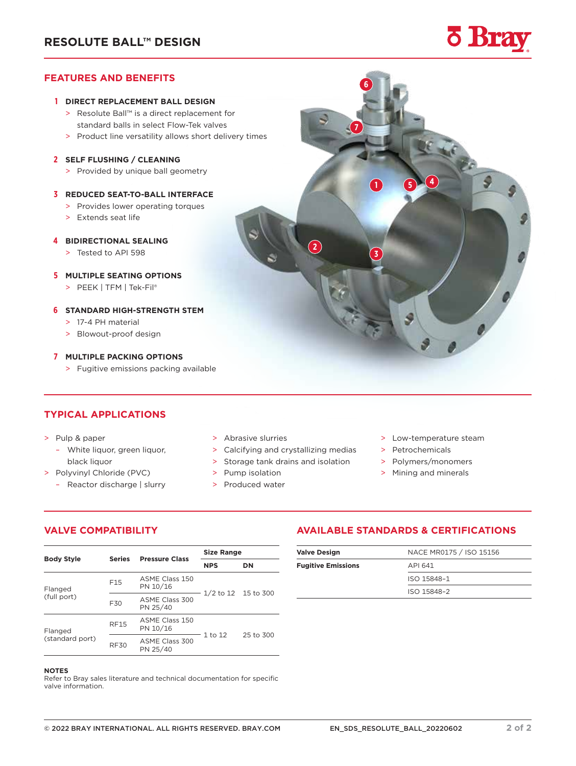# RESOLUTE BALL™ DESIGN

## FEATURES AND BENEFITS

1. **DIRECT REPLACEMENT BALL DESIGN**
   - Resolute Ball™ is a direct replacement for standard balls in select Flow-Tek valves
   - Product line versatility allows short delivery times
2. **SELF FLUSHING / CLEANING**
   - Provided by unique ball geometry
3. **REDUCED SEAT-TO-BALL INTERFACE**
   - Provides lower operating torques
   - Extends seat life
4. **BIDIRECTIONAL SEALING**
   - Tested to API 598
5. **MULTIPLE SEATING OPTIONS**
   - PEEK | TFM | Tek-Fil®
6. **STANDARD HIGH-STRENGTH STEM**
   - 17-4 PH material
   - Blowout-proof design
7. **MULTIPLE PACKING OPTIONS**
   - Fugitive emissions packing available

## TYPICAL APPLICATIONS

- Pulp & paper
  - White liquor, green liquor, black liquor
- Polyvinyl Chloride (PVC)
  - Reactor discharge | slurry
- Abrasive slurries
- Calcifying and crystallizing medias
- Storage tank drains and isolation
- Pump isolation
- Produced water
- Low-temperature steam
- Petrochemicals
- Polymers/monomers
- Mining and minerals

## VALVE COMPATIBILITY

| Body Style | Series | Pressure Class | Size Range | |
|---|---|---|---|---|
| | | | NPS | DN |
| Flanged (full port) | F15 | ASME Class 150 PN 10/16 | 1/2 to 12 | 15 to 300 |
| | F30 | ASME Class 300 PN 25/40 | | |
| Flanged (standard port) | RF15 | ASME Class 150 PN 10/16 | 1 to 12 | 25 to 300 |
| | RF30 | ASME Class 300 PN 25/40 | | |

**NOTES**
Refer to Bray sales literature and technical documentation for specific valve information.

## AVAILABLE STANDARDS & CERTIFICATIONS

| | |
|---|---|
| **Valve Design** | NACE MR0175 / ISO 15156 |
| **Fugitive Emissions** | API 641 |
| | ISO 15848-1 |
| | ISO 15848-2 |

© 2022 BRAY INTERNATIONAL. ALL RIGHTS RESERVED. BRAY.COM EN_SDS_RESOLUTE_BALL_20220602